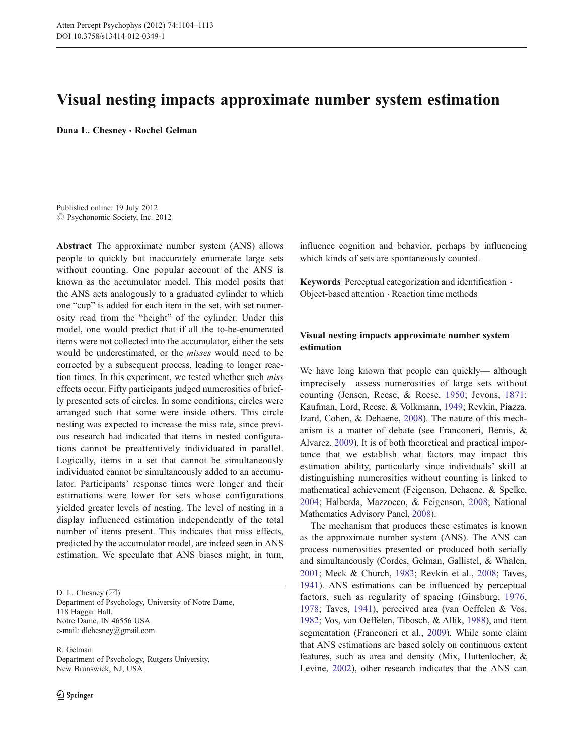# Visual nesting impacts approximate number system estimation

**Dana L. Chesney · Rochel Gelman**

Published online: 19 July 2012
© Psychonomic Society, Inc. 2012

**Abstract** The approximate number system (ANS) allows people to quickly but inaccurately enumerate large sets without counting. One popular account of the ANS is known as the accumulator model. This model posits that the ANS acts analogously to a graduated cylinder to which one "cup" is added for each item in the set, with set numerosity read from the "height" of the cylinder. Under this model, one would predict that if all the to-be-enumerated items were not collected into the accumulator, either the sets would be underestimated, or the *misses* would need to be corrected by a subsequent process, leading to longer reaction times. In this experiment, we tested whether such *miss* effects occur. Fifty participants judged numerosities of briefly presented sets of circles. In some conditions, circles were arranged such that some were inside others. This circle nesting was expected to increase the miss rate, since previous research had indicated that items in nested configurations cannot be preattentively individuated in parallel. Logically, items in a set that cannot be simultaneously individuated cannot be simultaneously added to an accumulator. Participants' response times were longer and their estimations were lower for sets whose configurations yielded greater levels of nesting. The level of nesting in a display influenced estimation independently of the total number of items present. This indicates that miss effects, predicted by the accumulator model, are indeed seen in ANS estimation. We speculate that ANS biases might, in turn, influence cognition and behavior, perhaps by influencing which kinds of sets are spontaneously counted.

**Keywords** Perceptual categorization and identification · Object-based attention · Reaction time methods

D. L. Chesney (✉)
Department of Psychology, University of Notre Dame,
118 Haggar Hall,
Notre Dame, IN 46556 USA
e-mail: dlchesney@gmail.com

R. Gelman
Department of Psychology, Rutgers University,
New Brunswick, NJ, USA

## Visual nesting impacts approximate number system estimation

We have long known that people can quickly— although imprecisely—assess numerosities of large sets without counting (Jensen, Reese, & Reese, 1950; Jevons, 1871; Kaufman, Lord, Reese, & Volkmann, 1949; Revkin, Piazza, Izard, Cohen, & Dehaene, 2008). The nature of this mechanism is a matter of debate (see Franconeri, Bemis, & Alvarez, 2009). It is of both theoretical and practical importance that we establish what factors may impact this estimation ability, particularly since individuals' skill at distinguishing numerosities without counting is linked to mathematical achievement (Feigenson, Dehaene, & Spelke, 2004; Halberda, Mazzocco, & Feigenson, 2008; National Mathematics Advisory Panel, 2008).

The mechanism that produces these estimates is known as the approximate number system (ANS). The ANS can process numerosities presented or produced both serially and simultaneously (Cordes, Gelman, Gallistel, & Whalen, 2001; Meck & Church, 1983; Revkin et al., 2008; Taves, 1941). ANS estimations can be influenced by perceptual factors, such as regularity of spacing (Ginsburg, 1976, 1978; Taves, 1941), perceived area (van Oeffelen & Vos, 1982; Vos, van Oeffelen, Tibosch, & Allik, 1988), and item segmentation (Franconeri et al., 2009). While some claim that ANS estimations are based solely on continuous extent features, such as area and density (Mix, Huttenlocher, & Levine, 2002), other research indicates that the ANS can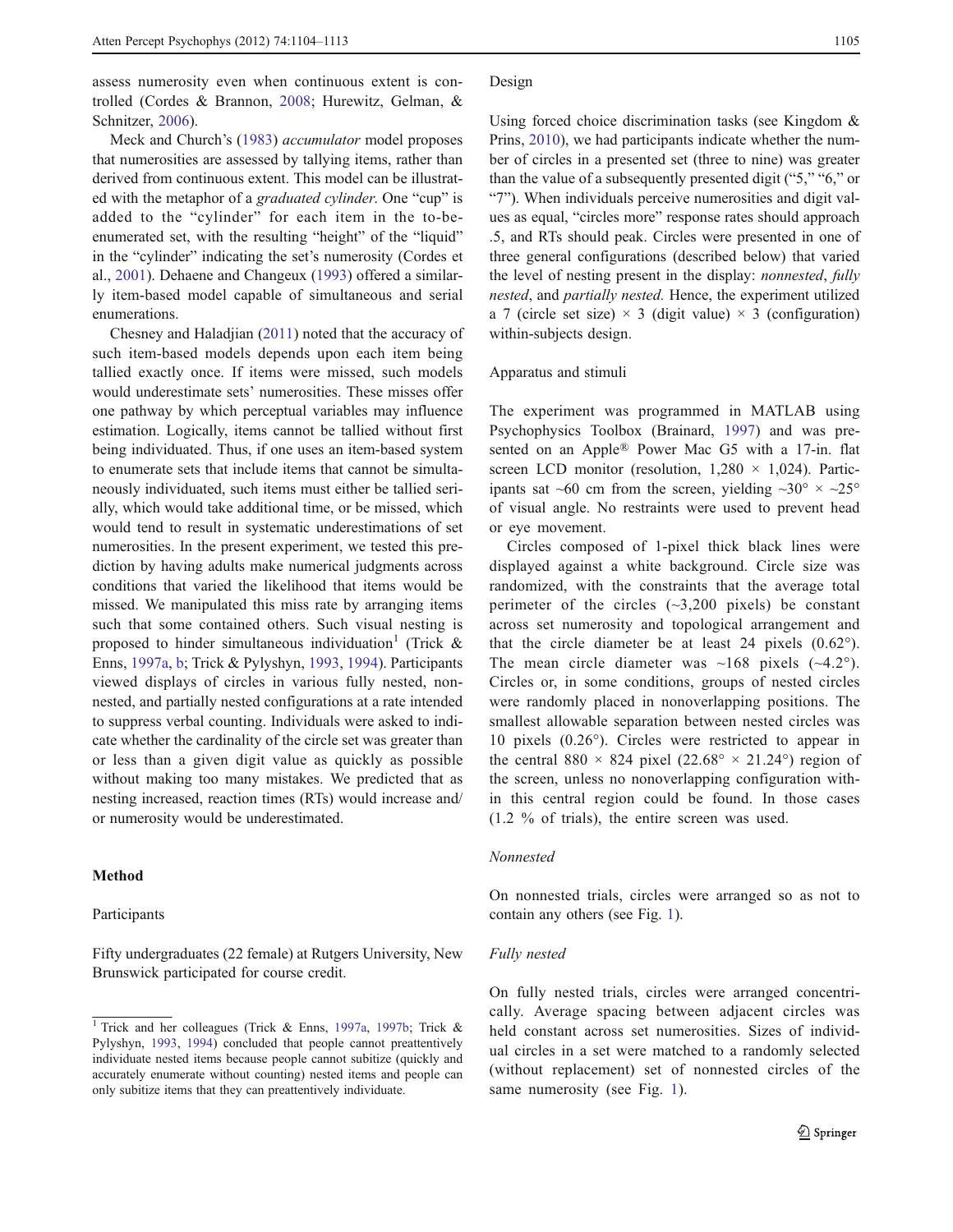assess numerosity even when continuous extent is controlled (Cordes & Brannon, 2008; Hurewitz, Gelman, & Schnitzer, 2006).

Meck and Church's (1983) *accumulator* model proposes that numerosities are assessed by tallying items, rather than derived from continuous extent. This model can be illustrated with the metaphor of a *graduated cylinder*. One "cup" is added to the "cylinder" for each item in the to-be-enumerated set, with the resulting "height" of the "liquid" in the "cylinder" indicating the set's numerosity (Cordes et al., 2001). Dehaene and Changeux (1993) offered a similarly item-based model capable of simultaneous and serial enumerations.

Chesney and Haladjian (2011) noted that the accuracy of such item-based models depends upon each item being tallied exactly once. If items were missed, such models would underestimate sets' numerosities. These misses offer one pathway by which perceptual variables may influence estimation. Logically, items cannot be tallied without first being individuated. Thus, if one uses an item-based system to enumerate sets that include items that cannot be simultaneously individuated, such items must either be tallied serially, which would take additional time, or be missed, which would tend to result in systematic underestimations of set numerosities. In the present experiment, we tested this prediction by having adults make numerical judgments across conditions that varied the likelihood that items would be missed. We manipulated this miss rate by arranging items such that some contained others. Such visual nesting is proposed to hinder simultaneous individuation[1] (Trick & Enns, 1997a, b; Trick & Pylyshyn, 1993, 1994). Participants viewed displays of circles in various fully nested, nonnested, and partially nested configurations at a rate intended to suppress verbal counting. Individuals were asked to indicate whether the cardinality of the circle set was greater than or less than a given digit value as quickly as possible without making too many mistakes. We predicted that as nesting increased, reaction times (RTs) would increase and/or numerosity would be underestimated.

## Method

### Participants

Fifty undergraduates (22 female) at Rutgers University, New Brunswick participated for course credit.

### Design

Using forced choice discrimination tasks (see Kingdom & Prins, 2010), we had participants indicate whether the number of circles in a presented set (three to nine) was greater than the value of a subsequently presented digit ("5," "6," or "7"). When individuals perceive numerosities and digit values as equal, "circles more" response rates should approach .5, and RTs should peak. Circles were presented in one of three general configurations (described below) that varied the level of nesting present in the display: *nonnested*, *fully nested*, and *partially nested.* Hence, the experiment utilized a 7 (circle set size) × 3 (digit value) × 3 (configuration) within-subjects design.

### Apparatus and stimuli

The experiment was programmed in MATLAB using Psychophysics Toolbox (Brainard, 1997) and was presented on an Apple® Power Mac G5 with a 17-in. flat screen LCD monitor (resolution, 1,280 × 1,024). Participants sat ~60 cm from the screen, yielding ~30° × ~25° of visual angle. No restraints were used to prevent head or eye movement.

Circles composed of 1-pixel thick black lines were displayed against a white background. Circle size was randomized, with the constraints that the average total perimeter of the circles (~3,200 pixels) be constant across set numerosity and topological arrangement and that the circle diameter be at least 24 pixels (0.62°). The mean circle diameter was ~168 pixels (~4.2°). Circles or, in some conditions, groups of nested circles were randomly placed in nonoverlapping positions. The smallest allowable separation between nested circles was 10 pixels (0.26°). Circles were restricted to appear in the central 880 × 824 pixel (22.68° × 21.24°) region of the screen, unless no nonoverlapping configuration within this central region could be found. In those cases (1.2 % of trials), the entire screen was used.

#### *Nonnested*

On nonnested trials, circles were arranged so as not to contain any others (see Fig. 1).

#### *Fully nested*

On fully nested trials, circles were arranged concentrically. Average spacing between adjacent circles was held constant across set numerosities. Sizes of individual circles in a set were matched to a randomly selected (without replacement) set of nonnested circles of the same numerosity (see Fig. 1).

[1] Trick and her colleagues (Trick & Enns, 1997a, 1997b; Trick & Pylyshyn, 1993, 1994) concluded that people cannot preattentively individuate nested items because people cannot subitize (quickly and accurately enumerate without counting) nested items and people can only subitize items that they can preattentively individuate.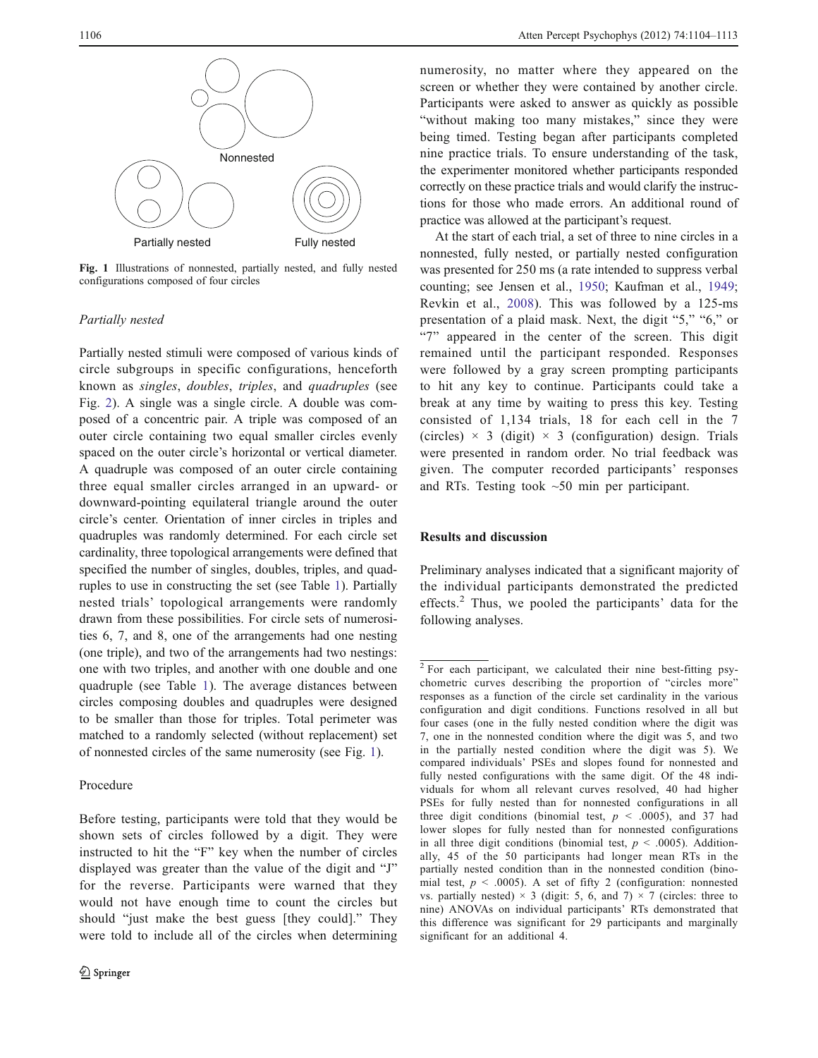Nonnested

Partially nested

Fully nested

**Fig. 1** Illustrations of nonnested, partially nested, and fully nested configurations composed of four circles

*Partially nested*

Partially nested stimuli were composed of various kinds of circle subgroups in specific configurations, henceforth known as *singles*, *doubles*, *triples*, and *quadruples* (see Fig. 2). A single was a single circle. A double was composed of a concentric pair. A triple was composed of an outer circle containing two equal smaller circles evenly spaced on the outer circle's horizontal or vertical diameter. A quadruple was composed of an outer circle containing three equal smaller circles arranged in an upward- or downward-pointing equilateral triangle around the outer circle's center. Orientation of inner circles in triples and quadruples was randomly determined. For each circle set cardinality, three topological arrangements were defined that specified the number of singles, doubles, triples, and quadruples to use in constructing the set (see Table 1). Partially nested trials' topological arrangements were randomly drawn from these possibilities. For circle sets of numerosities 6, 7, and 8, one of the arrangements had one nesting (one triple), and two of the arrangements had two nestings: one with two triples, and another with one double and one quadruple (see Table 1). The average distances between circles composing doubles and quadruples were designed to be smaller than those for triples. Total perimeter was matched to a randomly selected (without replacement) set of nonnested circles of the same numerosity (see Fig. 1).

Procedure

Before testing, participants were told that they would be shown sets of circles followed by a digit. They were instructed to hit the "F" key when the number of circles displayed was greater than the value of the digit and "J" for the reverse. Participants were warned that they would not have enough time to count the circles but should "just make the best guess [they could]." They were told to include all of the circles when determining numerosity, no matter where they appeared on the screen or whether they were contained by another circle. Participants were asked to answer as quickly as possible "without making too many mistakes," since they were being timed. Testing began after participants completed nine practice trials. To ensure understanding of the task, the experimenter monitored whether participants responded correctly on these practice trials and would clarify the instructions for those who made errors. An additional round of practice was allowed at the participant's request.

At the start of each trial, a set of three to nine circles in a nonnested, fully nested, or partially nested configuration was presented for 250 ms (a rate intended to suppress verbal counting; see Jensen et al., 1950; Kaufman et al., 1949; Revkin et al., 2008). This was followed by a 125-ms presentation of a plaid mask. Next, the digit "5," "6," or "7" appeared in the center of the screen. This digit remained until the participant responded. Responses were followed by a gray screen prompting participants to hit any key to continue. Participants could take a break at any time by waiting to press this key. Testing consisted of 1,134 trials, 18 for each cell in the 7 (circles) × 3 (digit) × 3 (configuration) design. Trials were presented in random order. No trial feedback was given. The computer recorded participants' responses and RTs. Testing took ~50 min per participant.

## Results and discussion

Preliminary analyses indicated that a significant majority of the individual participants demonstrated the predicted effects.[2] Thus, we pooled the participants' data for the following analyses.

[2] For each participant, we calculated their nine best-fitting psychometric curves describing the proportion of "circles more" responses as a function of the circle set cardinality in the various configuration and digit conditions. Functions resolved in all but four cases (one in the fully nested condition where the digit was 7, one in the nonnested condition where the digit was 5, and two in the partially nested condition where the digit was 5). We compared individuals' PSEs and slopes found for nonnested and fully nested configurations with the same digit. Of the 48 individuals for whom all relevant curves resolved, 40 had higher PSEs for fully nested than for nonnested configurations in all three digit conditions (binomial test, $p < .0005$), and 37 had lower slopes for fully nested than for nonnested configurations in all three digit conditions (binomial test, $p < .0005$). Additionally, 45 of the 50 participants had longer mean RTs in the partially nested condition than in the nonnested condition (binomial test, $p < .0005$). A set of fifty 2 (configuration: nonnested vs. partially nested) × 3 (digit: 5, 6, and 7) × 7 (circles: three to nine) ANOVAs on individual participants' RTs demonstrated that this difference was significant for 29 participants and marginally significant for an additional 4.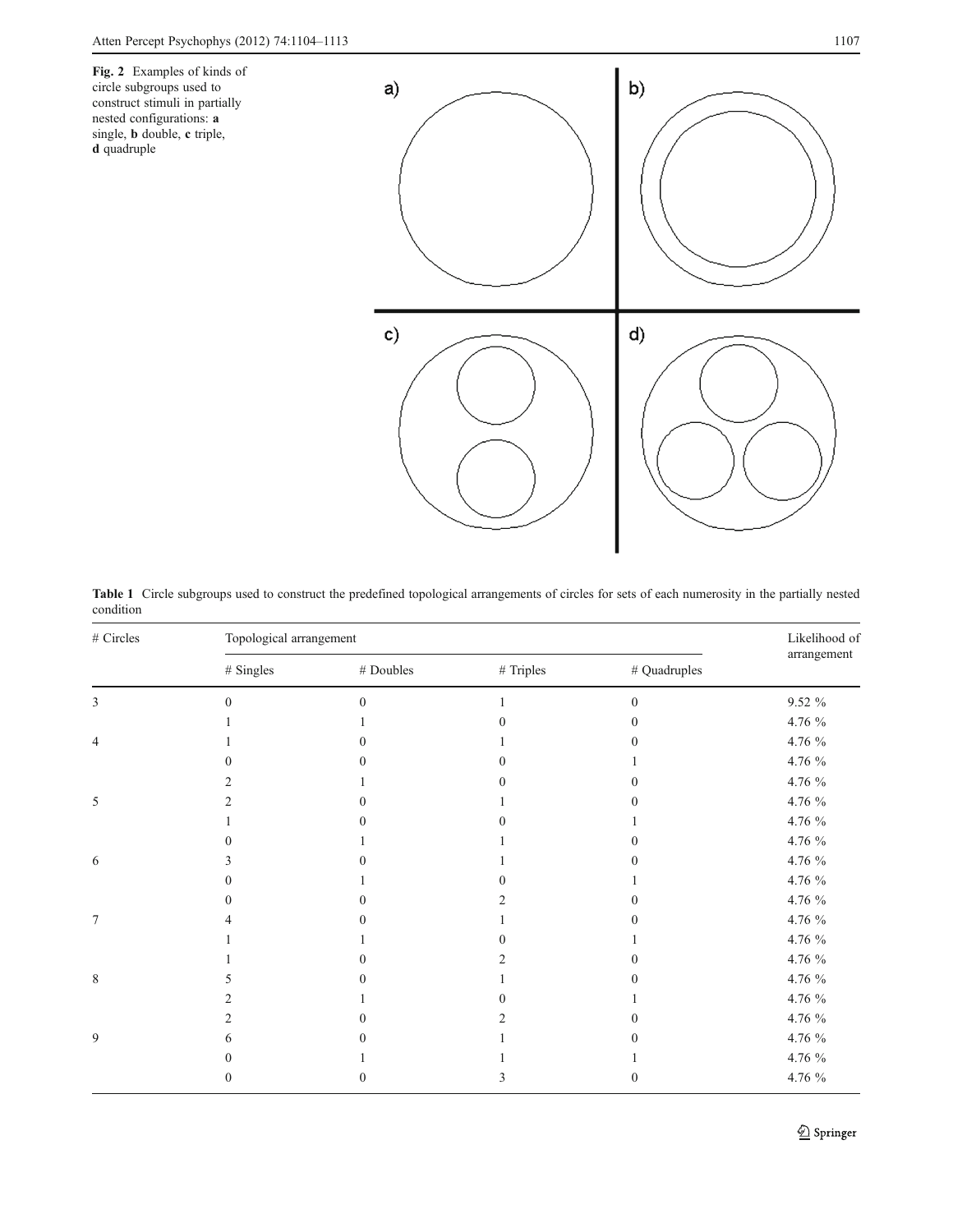**Fig. 2** Examples of kinds of circle subgroups used to construct stimuli in partially nested configurations: **a** single, **b** double, **c** triple, **d** quadruple

**Table 1** Circle subgroups used to construct the predefined topological arrangements of circles for sets of each numerosity in the partially nested condition

| # Circles | Topological arrangement | | | | Likelihood of arrangement |
|---|---|---|---|---|---|
| | # Singles | # Doubles | # Triples | # Quadruples | |
| 3 | 0 | 0 | 1 | 0 | 9.52 % |
| | 1 | 1 | 0 | 0 | 4.76 % |
| 4 | 1 | 0 | 1 | 0 | 4.76 % |
| | 0 | 0 | 0 | 1 | 4.76 % |
| | 2 | 1 | 0 | 0 | 4.76 % |
| 5 | 2 | 0 | 1 | 0 | 4.76 % |
| | 1 | 0 | 0 | 1 | 4.76 % |
| | 0 | 1 | 1 | 0 | 4.76 % |
| 6 | 3 | 0 | 1 | 0 | 4.76 % |
| | 0 | 1 | 0 | 1 | 4.76 % |
| | 0 | 0 | 2 | 0 | 4.76 % |
| 7 | 4 | 0 | 1 | 0 | 4.76 % |
| | 1 | 1 | 0 | 1 | 4.76 % |
| | 1 | 0 | 2 | 0 | 4.76 % |
| 8 | 5 | 0 | 1 | 0 | 4.76 % |
| | 2 | 1 | 0 | 1 | 4.76 % |
| | 2 | 0 | 2 | 0 | 4.76 % |
| 9 | 6 | 0 | 1 | 0 | 4.76 % |
| | 0 | 1 | 1 | 1 | 4.76 % |
| | 0 | 0 | 3 | 0 | 4.76 % |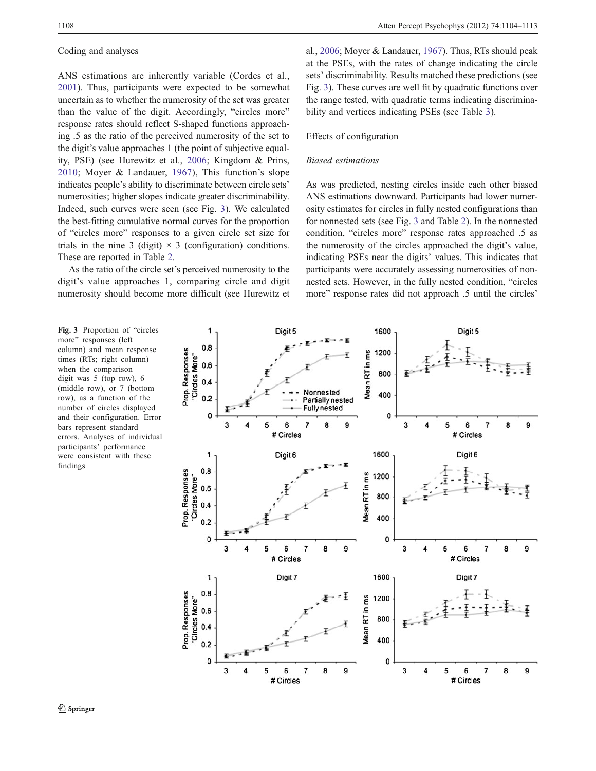Coding and analyses

ANS estimations are inherently variable (Cordes et al., 2001). Thus, participants were expected to be somewhat uncertain as to whether the numerosity of the set was greater than the value of the digit. Accordingly, "circles more" response rates should reflect S-shaped functions approaching .5 as the ratio of the perceived numerosity of the set to the digit's value approaches 1 (the point of subjective equality, PSE) (see Hurewitz et al., 2006; Kingdom & Prins, 2010; Moyer & Landauer, 1967), This function's slope indicates people's ability to discriminate between circle sets' numerosities; higher slopes indicate greater discriminability. Indeed, such curves were seen (see Fig. 3). We calculated the best-fitting cumulative normal curves for the proportion of "circles more" responses to a given circle set size for trials in the nine 3 (digit) × 3 (configuration) conditions. These are reported in Table 2.

As the ratio of the circle set's perceived numerosity to the digit's value approaches 1, comparing circle and digit numerosity should become more difficult (see Hurewitz et al., 2006; Moyer & Landauer, 1967). Thus, RTs should peak at the PSEs, with the rates of change indicating the circle sets' discriminability. Results matched these predictions (see Fig. 3). These curves are well fit by quadratic functions over the range tested, with quadratic terms indicating discriminability and vertices indicating PSEs (see Table 3).

Effects of configuration

*Biased estimations*

As was predicted, nesting circles inside each other biased ANS estimations downward. Participants had lower numerosity estimates for circles in fully nested configurations than for nonnested sets (see Fig. 3 and Table 2). In the nonnested condition, "circles more" response rates approached .5 as the numerosity of the circles approached the digit's value, indicating PSEs near the digits' values. This indicates that participants were accurately assessing numerosities of nonnested sets. However, in the fully nested condition, "circles more" response rates did not approach .5 until the circles'

**Fig. 3** Proportion of "circles more" responses (left column) and mean response times (RTs; right column) when the comparison digit was 5 (top row), 6 (middle row), or 7 (bottom row), as a function of the number of circles displayed and their configuration. Error bars represent standard errors. Analyses of individual participants' performance were consistent with these findings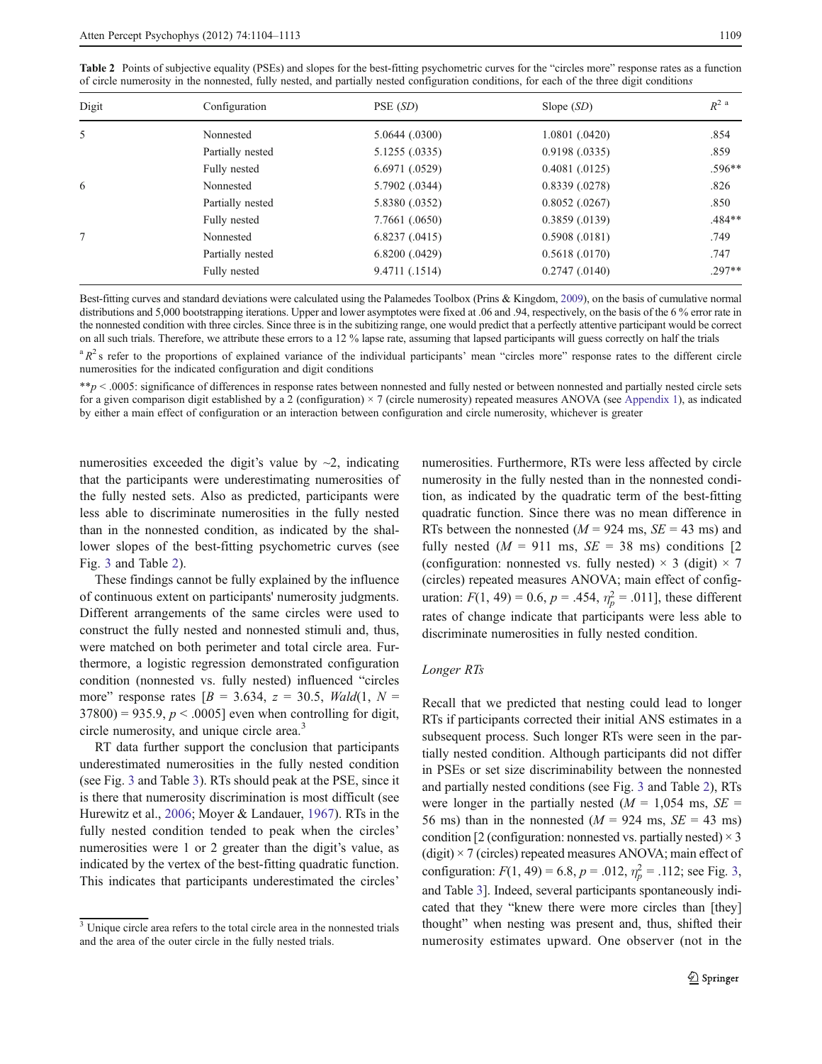**Table 2** Points of subjective equality (PSEs) and slopes for the best-fitting psychometric curves for the "circles more" response rates as a function of circle numerosity in the nonnested, fully nested, and partially nested configuration conditions, for each of the three digit conditions

| Digit | Configuration | PSE (*SD*) | Slope (*SD*) | $R^2$ [a] |
|---|---|---|---|---|
| 5 | Nonnested | 5.0644 (.0300) | 1.0801 (.0420) | .854 |
| | Partially nested | 5.1255 (.0335) | 0.9198 (.0335) | .859 |
| | Fully nested | 6.6971 (.0529) | 0.4081 (.0125) | .596** |
| 6 | Nonnested | 5.7902 (.0344) | 0.8339 (.0278) | .826 |
| | Partially nested | 5.8380 (.0352) | 0.8052 (.0267) | .850 |
| | Fully nested | 7.7661 (.0650) | 0.3859 (.0139) | .484** |
| 7 | Nonnested | 6.8237 (.0415) | 0.5908 (.0181) | .749 |
| | Partially nested | 6.8200 (.0429) | 0.5618 (.0170) | .747 |
| | Fully nested | 9.4711 (.1514) | 0.2747 (.0140) | .297** |

Best-fitting curves and standard deviations were calculated using the Palamedes Toolbox (Prins & Kingdom, 2009), on the basis of cumulative normal distributions and 5,000 bootstrapping iterations. Upper and lower asymptotes were fixed at .06 and .94, respectively, on the basis of the 6 % error rate in the nonnested condition with three circles. Since three is in the subitizing range, one would predict that a perfectly attentive participant would be correct on all such trials. Therefore, we attribute these errors to a 12 % lapse rate, assuming that lapsed participants will guess correctly on half the trials

[a] $R^2$s refer to the proportions of explained variance of the individual participants' mean "circles more" response rates to the different circle numerosities for the indicated configuration and digit conditions

**$p < .0005$: significance of differences in response rates between nonnested and fully nested or between nonnested and partially nested circle sets for a given comparison digit established by a 2 (configuration) × 7 (circle numerosity) repeated measures ANOVA (see Appendix 1), as indicated by either a main effect of configuration or an interaction between configuration and circle numerosity, whichever is greater

numerosities exceeded the digit's value by ~2, indicating that the participants were underestimating numerosities of the fully nested sets. Also as predicted, participants were less able to discriminate numerosities in the fully nested than in the nonnested condition, as indicated by the shallower slopes of the best-fitting psychometric curves (see Fig. 3 and Table 2).

These findings cannot be fully explained by the influence of continuous extent on participants' numerosity judgments. Different arrangements of the same circles were used to construct the fully nested and nonnested stimuli and, thus, were matched on both perimeter and total circle area. Furthermore, a logistic regression demonstrated configuration condition (nonnested vs. fully nested) influenced "circles more" response rates [$B = 3.634$, $z = 30.5$, $Wald(1, N = 37800) = 935.9$, $p < .0005$] even when controlling for digit, circle numerosity, and unique circle area.[3]

RT data further support the conclusion that participants underestimated numerosities in the fully nested condition (see Fig. 3 and Table 3). RTs should peak at the PSE, since it is there that numerosity discrimination is most difficult (see Hurewitz et al., 2006; Moyer & Landauer, 1967). RTs in the fully nested condition tended to peak when the circles' numerosities were 1 or 2 greater than the digit's value, as indicated by the vertex of the best-fitting quadratic function. This indicates that participants underestimated the circles' numerosities. Furthermore, RTs were less affected by circle numerosity in the fully nested than in the nonnested condition, as indicated by the quadratic term of the best-fitting quadratic function. Since there was no mean difference in RTs between the nonnested ($M = 924$ ms, $SE = 43$ ms) and fully nested ($M = 911$ ms, $SE = 38$ ms) conditions [2 (configuration: nonnested vs. fully nested) × 3 (digit) × 7 (circles) repeated measures ANOVA; main effect of configuration: $F(1, 49) = 0.6$, $p = .454$, $\eta_p^2 = .011$], these different rates of change indicate that participants were less able to discriminate numerosities in fully nested condition.

### *Longer RTs*

Recall that we predicted that nesting could lead to longer RTs if participants corrected their initial ANS estimates in a subsequent process. Such longer RTs were seen in the partially nested condition. Although participants did not differ in PSEs or set size discriminability between the nonnested and partially nested conditions (see Fig. 3 and Table 2), RTs were longer in the partially nested ($M = 1{,}054$ ms, $SE = 56$ ms) than in the nonnested ($M = 924$ ms, $SE = 43$ ms) condition [2 (configuration: nonnested vs. partially nested) × 3 (digit) × 7 (circles) repeated measures ANOVA; main effect of configuration: $F(1, 49) = 6.8$, $p = .012$, $\eta_p^2 = .112$; see Fig. 3, and Table 3]. Indeed, several participants spontaneously indicated that they "knew there were more circles than [they] thought" when nesting was present and, thus, shifted their numerosity estimates upward. One observer (not in the

[3] Unique circle area refers to the total circle area in the nonnested trials and the area of the outer circle in the fully nested trials.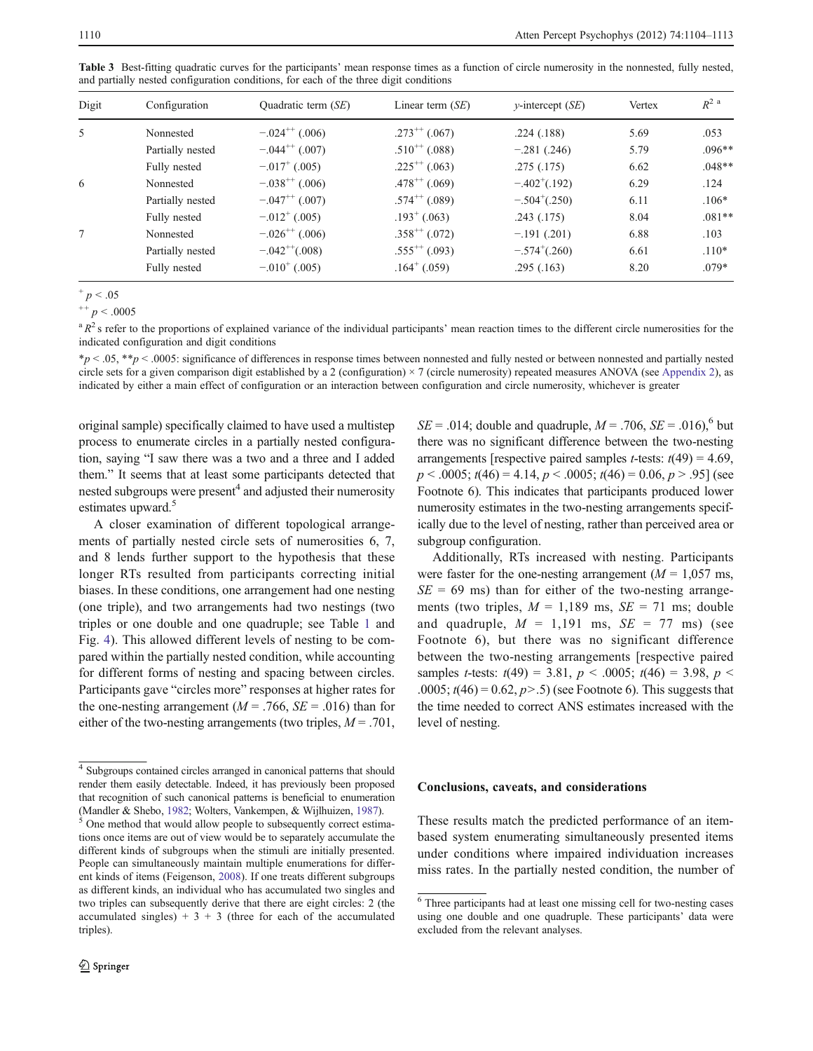**Table 3** Best-fitting quadratic curves for the participants' mean response times as a function of circle numerosity in the nonnested, fully nested, and partially nested configuration conditions, for each of the three digit conditions

| Digit | Configuration | Quadratic term (*SE*) | Linear term (*SE*) | *y*-intercept (*SE*) | Vertex | $R^{2\,a}$ |
|---|---|---|---|---|---|---|
| 5 | Nonnested | $-.024^{++}$ (.006) | $.273^{++}$ (.067) | .224 (.188) | 5.69 | .053 |
| | Partially nested | $-.044^{++}$ (.007) | $.510^{++}$ (.088) | −.281 (.246) | 5.79 | .096** |
| | Fully nested | $-.017^{+}$ (.005) | $.225^{++}$ (.063) | .275 (.175) | 6.62 | .048** |
| 6 | Nonnested | $-.038^{++}$ (.006) | $.478^{++}$ (.069) | $-.402^{+}$(.192) | 6.29 | .124 |
| | Partially nested | $-.047^{++}$ (.007) | $.574^{++}$ (.089) | $-.504^{+}$(.250) | 6.11 | .106* |
| | Fully nested | $-.012^{+}$ (.005) | $.193^{+}$ (.063) | .243 (.175) | 8.04 | .081** |
| 7 | Nonnested | $-.026^{++}$ (.006) | $.358^{++}$ (.072) | −.191 (.201) | 6.88 | .103 |
| | Partially nested | $-.042^{++}$(.008) | $.555^{++}$ (.093) | $-.574^{+}$(.260) | 6.61 | .110* |
| | Fully nested | $-.010^{+}$ (.005) | $.164^{+}$ (.059) | .295 (.163) | 8.20 | .079* |

$^{+}$ $p < .05$

$^{++}$ $p < .0005$

[a] $R^2$s refer to the proportions of explained variance of the individual participants' mean reaction times to the different circle numerosities for the indicated configuration and digit conditions

\*$p < .05$, \*\*$p < .0005$: significance of differences in response times between nonnested and fully nested or between nonnested and partially nested circle sets for a given comparison digit established by a 2 (configuration) × 7 (circle numerosity) repeated measures ANOVA (see Appendix 2), as indicated by either a main effect of configuration or an interaction between configuration and circle numerosity, whichever is greater

original sample) specifically claimed to have used a multistep process to enumerate circles in a partially nested configuration, saying "I saw there was a two and a three and I added them." It seems that at least some participants detected that nested subgroups were present[4] and adjusted their numerosity estimates upward.[5]

A closer examination of different topological arrangements of partially nested circle sets of numerosities 6, 7, and 8 lends further support to the hypothesis that these longer RTs resulted from participants correcting initial biases. In these conditions, one arrangement had one nesting (one triple), and two arrangements had two nestings (two triples or one double and one quadruple; see Table 1 and Fig. 4). This allowed different levels of nesting to be compared within the partially nested condition, while accounting for different forms of nesting and spacing between circles. Participants gave "circles more" responses at higher rates for the one-nesting arrangement ($M = .766$, $SE = .016$) than for either of the two-nesting arrangements (two triples, $M = .701$, $SE = .014$; double and quadruple, $M = .706$, $SE = .016$),[6] but there was no significant difference between the two-nesting arrangements [respective paired samples *t*-tests: $t(49) = 4.69$, $p < .0005$; $t(46) = 4.14$, $p < .0005$; $t(46) = 0.06$, $p > .95$] (see Footnote 6). This indicates that participants produced lower numerosity estimates in the two-nesting arrangements specifically due to the level of nesting, rather than perceived area or subgroup configuration.

Additionally, RTs increased with nesting. Participants were faster for the one-nesting arrangement ($M = 1{,}057$ ms, $SE = 69$ ms) than for either of the two-nesting arrangements (two triples, $M = 1{,}189$ ms, $SE = 71$ ms; double and quadruple, $M = 1{,}191$ ms, $SE = 77$ ms) (see Footnote 6), but there was no significant difference between the two-nesting arrangements [respective paired samples *t*-tests: $t(49) = 3.81$, $p < .0005$; $t(46) = 3.98$, $p < .0005$; $t(46) = 0.62$, $p > .5$) (see Footnote 6). This suggests that the time needed to correct ANS estimates increased with the level of nesting.

## Conclusions, caveats, and considerations

These results match the predicted performance of an item-based system enumerating simultaneously presented items under conditions where impaired individuation increases miss rates. In the partially nested condition, the number of

[4] Subgroups contained circles arranged in canonical patterns that should render them easily detectable. Indeed, it has previously been proposed that recognition of such canonical patterns is beneficial to enumeration (Mandler & Shebo, 1982; Wolters, Vankempen, & Wijlhuizen, 1987).

[5] One method that would allow people to subsequently correct estimations once items are out of view would be to separately accumulate the different kinds of subgroups when the stimuli are initially presented. People can simultaneously maintain multiple enumerations for different kinds of items (Feigenson, 2008). If one treats different subgroups as different kinds, an individual who has accumulated two singles and two triples can subsequently derive that there are eight circles: 2 (the accumulated singles) + 3 + 3 (three for each of the accumulated triples).

[6] Three participants had at least one missing cell for two-nesting cases using one double and one quadruple. These participants' data were excluded from the relevant analyses.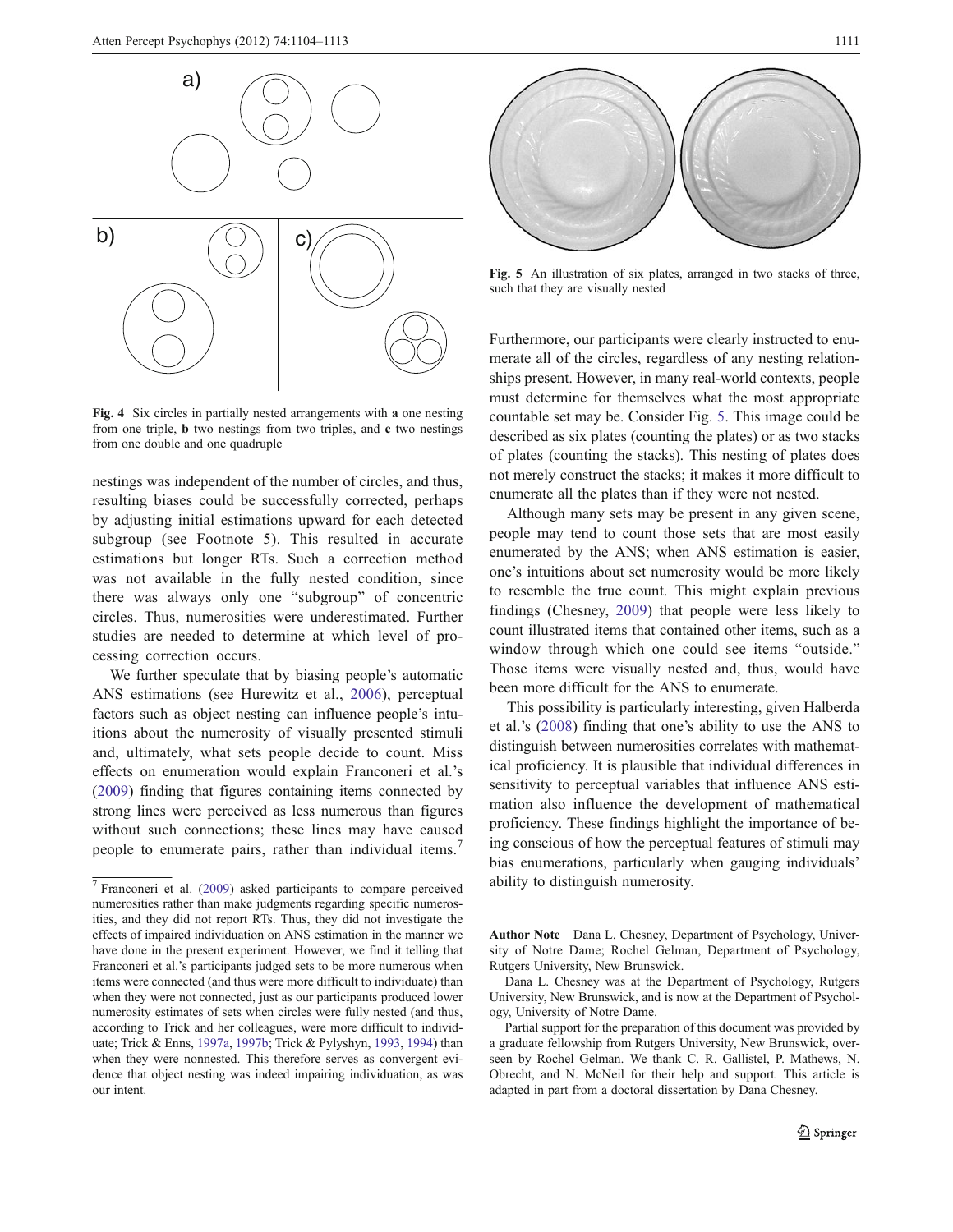Fig. 4 Six circles in partially nested arrangements with **a** one nesting from one triple, **b** two nestings from two triples, and **c** two nestings from one double and one quadruple

nestings was independent of the number of circles, and thus, resulting biases could be successfully corrected, perhaps by adjusting initial estimations upward for each detected subgroup (see Footnote 5). This resulted in accurate estimations but longer RTs. Such a correction method was not available in the fully nested condition, since there was always only one "subgroup" of concentric circles. Thus, numerosities were underestimated. Further studies are needed to determine at which level of processing correction occurs.

We further speculate that by biasing people's automatic ANS estimations (see Hurewitz et al., 2006), perceptual factors such as object nesting can influence people's intuitions about the numerosity of visually presented stimuli and, ultimately, what sets people decide to count. Miss effects on enumeration would explain Franconeri et al.'s (2009) finding that figures containing items connected by strong lines were perceived as less numerous than figures without such connections; these lines may have caused people to enumerate pairs, rather than individual items.[7]

[7] Franconeri et al. (2009) asked participants to compare perceived numerosities rather than make judgments regarding specific numerosities, and they did not report RTs. Thus, they did not investigate the effects of impaired individuation on ANS estimation in the manner we have done in the present experiment. However, we find it telling that Franconeri et al.'s participants judged sets to be more numerous when items were connected (and thus were more difficult to individuate) than when they were not connected, just as our participants produced lower numerosity estimates of sets when circles were fully nested (and thus, according to Trick and her colleagues, were more difficult to individuate; Trick & Enns, 1997a, 1997b; Trick & Pylyshyn, 1993, 1994) than when they were nonnested. This therefore serves as convergent evidence that object nesting was indeed impairing individuation, as was our intent.

Fig. 5 An illustration of six plates, arranged in two stacks of three, such that they are visually nested

Furthermore, our participants were clearly instructed to enumerate all of the circles, regardless of any nesting relationships present. However, in many real-world contexts, people must determine for themselves what the most appropriate countable set may be. Consider Fig. 5. This image could be described as six plates (counting the plates) or as two stacks of plates (counting the stacks). This nesting of plates does not merely construct the stacks; it makes it more difficult to enumerate all the plates than if they were not nested.

Although many sets may be present in any given scene, people may tend to count those sets that are most easily enumerated by the ANS; when ANS estimation is easier, one's intuitions about set numerosity would be more likely to resemble the true count. This might explain previous findings (Chesney, 2009) that people were less likely to count illustrated items that contained other items, such as a window through which one could see items "outside." Those items were visually nested and, thus, would have been more difficult for the ANS to enumerate.

This possibility is particularly interesting, given Halberda et al.'s (2008) finding that one's ability to use the ANS to distinguish between numerosities correlates with mathematical proficiency. It is plausible that individual differences in sensitivity to perceptual variables that influence ANS estimation also influence the development of mathematical proficiency. These findings highlight the importance of being conscious of how the perceptual features of stimuli may bias enumerations, particularly when gauging individuals' ability to distinguish numerosity.

**Author Note** Dana L. Chesney, Department of Psychology, University of Notre Dame; Rochel Gelman, Department of Psychology, Rutgers University, New Brunswick.

Dana L. Chesney was at the Department of Psychology, Rutgers University, New Brunswick, and is now at the Department of Psychology, University of Notre Dame.

Partial support for the preparation of this document was provided by a graduate fellowship from Rutgers University, New Brunswick, overseen by Rochel Gelman. We thank C. R. Gallistel, P. Mathews, N. Obrecht, and N. McNeil for their help and support. This article is adapted in part from a doctoral dissertation by Dana Chesney.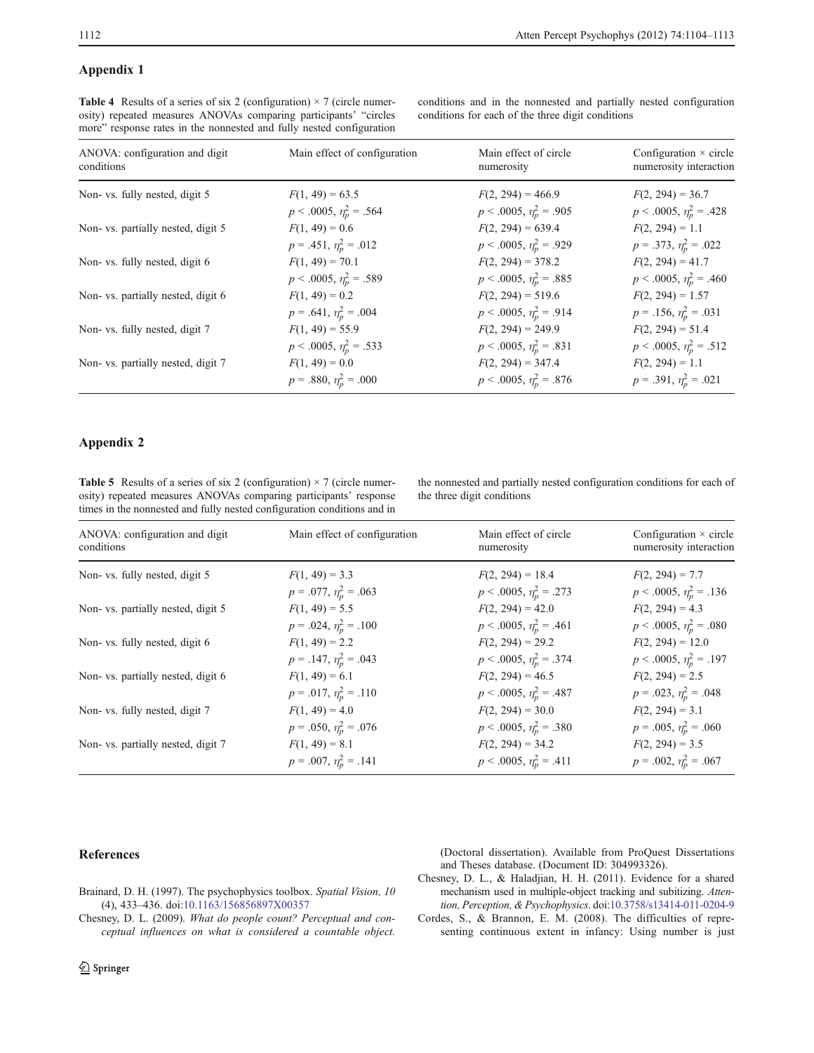## Appendix 1

**Table 4** Results of a series of six 2 (configuration) × 7 (circle numerosity) repeated measures ANOVAs comparing participants' "circles more" response rates in the nonnested and fully nested configuration conditions and in the nonnested and partially nested configuration conditions for each of the three digit conditions

| ANOVA: configuration and digit conditions | Main effect of configuration | Main effect of circle numerosity | Configuration × circle numerosity interaction |
|---|---|---|---|
| Non- vs. fully nested, digit 5 | $F(1, 49) = 63.5$ $p < .0005$, $\eta_p^2 = .564$ | $F(2, 294) = 466.9$ $p < .0005$, $\eta_p^2 = .905$ | $F(2, 294) = 36.7$ $p < .0005$, $\eta_p^2 = .428$ |
| Non- vs. partially nested, digit 5 | $F(1, 49) = 0.6$ $p = .451$, $\eta_p^2 = .012$ | $F(2, 294) = 639.4$ $p < .0005$, $\eta_p^2 = .929$ | $F(2, 294) = 1.1$ $p = .373$, $\eta_p^2 = .022$ |
| Non- vs. fully nested, digit 6 | $F(1, 49) = 70.1$ $p < .0005$, $\eta_p^2 = .589$ | $F(2, 294) = 378.2$ $p < .0005$, $\eta_p^2 = .885$ | $F(2, 294) = 41.7$ $p < .0005$, $\eta_p^2 = .460$ |
| Non- vs. partially nested, digit 6 | $F(1, 49) = 0.2$ $p = .641$, $\eta_p^2 = .004$ | $F(2, 294) = 519.6$ $p < .0005$, $\eta_p^2 = .914$ | $F(2, 294) = 1.57$ $p = .156$, $\eta_p^2 = .031$ |
| Non- vs. fully nested, digit 7 | $F(1, 49) = 55.9$ $p < .0005$, $\eta_p^2 = .533$ | $F(2, 294) = 249.9$ $p < .0005$, $\eta_p^2 = .831$ | $F(2, 294) = 51.4$ $p < .0005$, $\eta_p^2 = .512$ |
| Non- vs. partially nested, digit 7 | $F(1, 49) = 0.0$ $p = .880$, $\eta_p^2 = .000$ | $F(2, 294) = 347.4$ $p < .0005$, $\eta_p^2 = .876$ | $F(2, 294) = 1.1$ $p = .391$, $\eta_p^2 = .021$ |

## Appendix 2

**Table 5** Results of a series of six 2 (configuration) × 7 (circle numerosity) repeated measures ANOVAs comparing participants' response times in the nonnested and fully nested configuration conditions and in the nonnested and partially nested configuration conditions for each of the three digit conditions

| ANOVA: configuration and digit conditions | Main effect of configuration | Main effect of circle numerosity | Configuration × circle numerosity interaction |
|---|---|---|---|
| Non- vs. fully nested, digit 5 | $F(1, 49) = 3.3$ $p = .077$, $\eta_p^2 = .063$ | $F(2, 294) = 18.4$ $p < .0005$, $\eta_p^2 = .273$ | $F(2, 294) = 7.7$ $p < .0005$, $\eta_p^2 = .136$ |
| Non- vs. partially nested, digit 5 | $F(1, 49) = 5.5$ $p = .024$, $\eta_p^2 = .100$ | $F(2, 294) = 42.0$ $p < .0005$, $\eta_p^2 = .461$ | $F(2, 294) = 4.3$ $p < .0005$, $\eta_p^2 = .080$ |
| Non- vs. fully nested, digit 6 | $F(1, 49) = 2.2$ $p = .147$, $\eta_p^2 = .043$ | $F(2, 294) = 29.2$ $p < .0005$, $\eta_p^2 = .374$ | $F(2, 294) = 12.0$ $p < .0005$, $\eta_p^2 = .197$ |
| Non- vs. partially nested, digit 6 | $F(1, 49) = 6.1$ $p = .017$, $\eta_p^2 = .110$ | $F(2, 294) = 46.5$ $p < .0005$, $\eta_p^2 = .487$ | $F(2, 294) = 2.5$ $p = .023$, $\eta_p^2 = .048$ |
| Non- vs. fully nested, digit 7 | $F(1, 49) = 4.0$ $p = .050$, $\eta_p^2 = .076$ | $F(2, 294) = 30.0$ $p < .0005$, $\eta_p^2 = .380$ | $F(2, 294) = 3.1$ $p = .005$, $\eta_p^2 = .060$ |
| Non- vs. partially nested, digit 7 | $F(1, 49) = 8.1$ $p = .007$, $\eta_p^2 = .141$ | $F(2, 294) = 34.2$ $p < .0005$, $\eta_p^2 = .411$ | $F(2, 294) = 3.5$ $p = .002$, $\eta_p^2 = .067$ |

## References

Brainard, D. H. (1997). The psychophysics toolbox. *Spatial Vision, 10* (4), 433–436. doi:10.1163/156856897X00357

Chesney, D. L. (2009). *What do people count? Perceptual and conceptual influences on what is considered a countable object.* (Doctoral dissertation). Available from ProQuest Dissertations and Theses database. (Document ID: 304993326).

Chesney, D. L., & Haladjian, H. H. (2011). Evidence for a shared mechanism used in multiple-object tracking and subitizing. *Attention, Perception, & Psychophysics*. doi:10.3758/s13414-011-0204-9

Cordes, S., & Brannon, E. M. (2008). The difficulties of representing continuous extent in infancy: Using number is just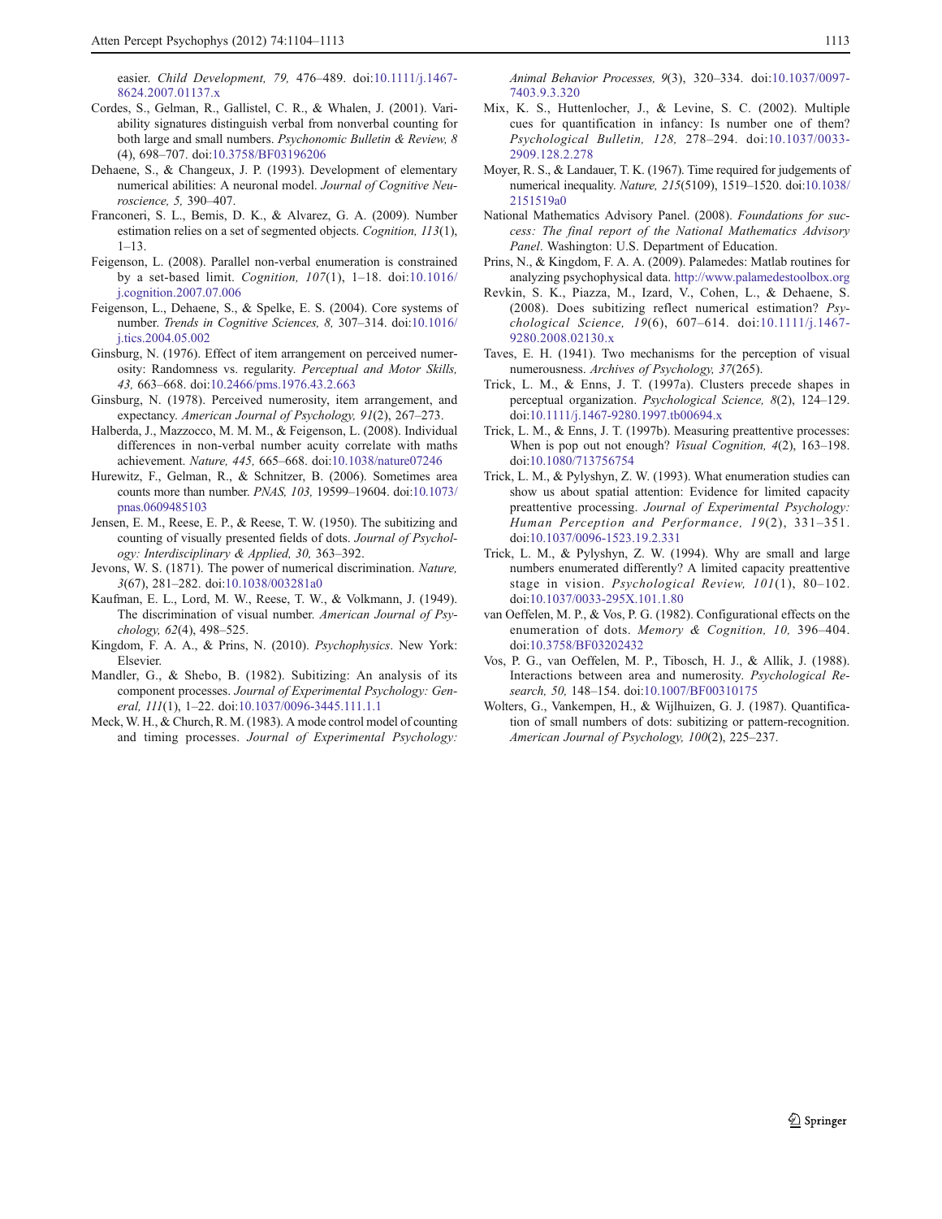easier. *Child Development, 79,* 476–489. doi:10.1111/j.1467-8624.2007.01137.x

Cordes, S., Gelman, R., Gallistel, C. R., & Whalen, J. (2001). Variability signatures distinguish verbal from nonverbal counting for both large and small numbers. *Psychonomic Bulletin & Review, 8* (4), 698–707. doi:10.3758/BF03196206

Dehaene, S., & Changeux, J. P. (1993). Development of elementary numerical abilities: A neuronal model. *Journal of Cognitive Neuroscience, 5,* 390–407.

Franconeri, S. L., Bemis, D. K., & Alvarez, G. A. (2009). Number estimation relies on a set of segmented objects. *Cognition, 113*(1), 1–13.

Feigenson, L. (2008). Parallel non-verbal enumeration is constrained by a set-based limit. *Cognition, 107*(1), 1–18. doi:10.1016/j.cognition.2007.07.006

Feigenson, L., Dehaene, S., & Spelke, E. S. (2004). Core systems of number. *Trends in Cognitive Sciences, 8,* 307–314. doi:10.1016/j.tics.2004.05.002

Ginsburg, N. (1976). Effect of item arrangement on perceived numerosity: Randomness vs. regularity. *Perceptual and Motor Skills, 43,* 663–668. doi:10.2466/pms.1976.43.2.663

Ginsburg, N. (1978). Perceived numerosity, item arrangement, and expectancy. *American Journal of Psychology, 91*(2), 267–273.

Halberda, J., Mazzocco, M. M. M., & Feigenson, L. (2008). Individual differences in non-verbal number acuity correlate with maths achievement. *Nature, 445,* 665–668. doi:10.1038/nature07246

Hurewitz, F., Gelman, R., & Schnitzer, B. (2006). Sometimes area counts more than number. *PNAS, 103,* 19599–19604. doi:10.1073/pnas.0609485103

Jensen, E. M., Reese, E. P., & Reese, T. W. (1950). The subitizing and counting of visually presented fields of dots. *Journal of Psychology: Interdisciplinary & Applied, 30,* 363–392.

Jevons, W. S. (1871). The power of numerical discrimination. *Nature, 3*(67), 281–282. doi:10.1038/003281a0

Kaufman, E. L., Lord, M. W., Reese, T. W., & Volkmann, J. (1949). The discrimination of visual number. *American Journal of Psychology, 62*(4), 498–525.

Kingdom, F. A. A., & Prins, N. (2010). *Psychophysics*. New York: Elsevier.

Mandler, G., & Shebo, B. (1982). Subitizing: An analysis of its component processes. *Journal of Experimental Psychology: General, 111*(1), 1–22. doi:10.1037/0096-3445.111.1.1

Meck, W. H., & Church, R. M. (1983). A mode control model of counting and timing processes. *Journal of Experimental Psychology: Animal Behavior Processes, 9*(3), 320–334. doi:10.1037/0097-7403.9.3.320

Mix, K. S., Huttenlocher, J., & Levine, S. C. (2002). Multiple cues for quantification in infancy: Is number one of them? *Psychological Bulletin, 128,* 278–294. doi:10.1037/0033-2909.128.2.278

Moyer, R. S., & Landauer, T. K. (1967). Time required for judgements of numerical inequality. *Nature, 215*(5109), 1519–1520. doi:10.1038/2151519a0

National Mathematics Advisory Panel. (2008). *Foundations for success: The final report of the National Mathematics Advisory Panel*. Washington: U.S. Department of Education.

Prins, N., & Kingdom, F. A. A. (2009). Palamedes: Matlab routines for analyzing psychophysical data. http://www.palamedestoolbox.org

Revkin, S. K., Piazza, M., Izard, V., Cohen, L., & Dehaene, S. (2008). Does subitizing reflect numerical estimation? *Psychological Science, 19*(6), 607–614. doi:10.1111/j.1467-9280.2008.02130.x

Taves, E. H. (1941). Two mechanisms for the perception of visual numerousness. *Archives of Psychology, 37*(265).

Trick, L. M., & Enns, J. T. (1997a). Clusters precede shapes in perceptual organization. *Psychological Science, 8*(2), 124–129. doi:10.1111/j.1467-9280.1997.tb00694.x

Trick, L. M., & Enns, J. T. (1997b). Measuring preattentive processes: When is pop out not enough? *Visual Cognition, 4*(2), 163–198. doi:10.1080/713756754

Trick, L. M., & Pylyshyn, Z. W. (1993). What enumeration studies can show us about spatial attention: Evidence for limited capacity preattentive processing. *Journal of Experimental Psychology: Human Perception and Performance, 19*(2), 331–351. doi:10.1037/0096-1523.19.2.331

Trick, L. M., & Pylyshyn, Z. W. (1994). Why are small and large numbers enumerated differently? A limited capacity preattentive stage in vision. *Psychological Review, 101*(1), 80–102. doi:10.1037/0033-295X.101.1.80

van Oeffelen, M. P., & Vos, P. G. (1982). Configurational effects on the enumeration of dots. *Memory & Cognition, 10,* 396–404. doi:10.3758/BF03202432

Vos, P. G., van Oeffelen, M. P., Tibosch, H. J., & Allik, J. (1988). Interactions between area and numerosity. *Psychological Research, 50,* 148–154. doi:10.1007/BF00310175

Wolters, G., Vankempen, H., & Wijlhuizen, G. J. (1987). Quantification of small numbers of dots: subitizing or pattern-recognition. *American Journal of Psychology, 100*(2), 225–237.